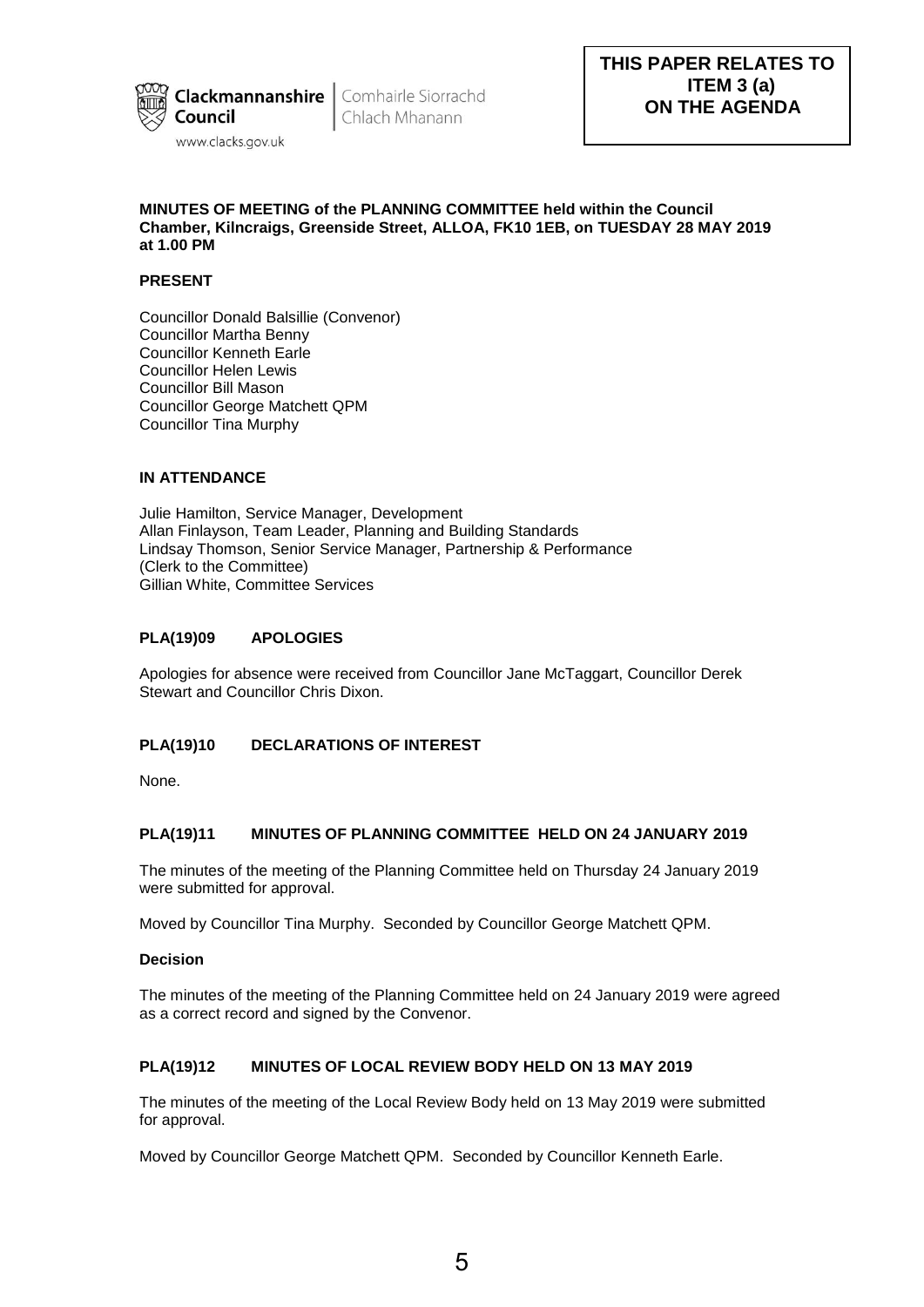Clackmannanshire Council | Comhairle Siorrachd Chlach Mhanann

www.clacks.gov.uk

**THIS PAPER RELATES TO ITEM 3 (a) ON THE AGENDA**

**MINUTES OF MEETING of the PLANNING COMMITTEE held within the Council Chamber, Kilncraigs, Greenside Street, ALLOA, FK10 1EB, on TUESDAY 28 MAY 2019 at 1.00 PM**

**PRESENT**

Councillor Donald Balsillie (Convenor)
Councillor Martha Benny
Councillor Kenneth Earle
Councillor Helen Lewis
Councillor Bill Mason
Councillor George Matchett QPM
Councillor Tina Murphy

**IN ATTENDANCE**

Julie Hamilton, Service Manager, Development
Allan Finlayson, Team Leader, Planning and Building Standards
Lindsay Thomson, Senior Service Manager, Partnership & Performance (Clerk to the Committee)
Gillian White, Committee Services

**PLA(19)09 APOLOGIES**

Apologies for absence were received from Councillor Jane McTaggart, Councillor Derek Stewart and Councillor Chris Dixon.

**PLA(19)10 DECLARATIONS OF INTEREST**

None.

**PLA(19)11 MINUTES OF PLANNING COMMITTEE HELD ON 24 JANUARY 2019**

The minutes of the meeting of the Planning Committee held on Thursday 24 January 2019 were submitted for approval.

Moved by Councillor Tina Murphy. Seconded by Councillor George Matchett QPM.

**Decision**

The minutes of the meeting of the Planning Committee held on 24 January 2019 were agreed as a correct record and signed by the Convenor.

**PLA(19)12 MINUTES OF LOCAL REVIEW BODY HELD ON 13 MAY 2019**

The minutes of the meeting of the Local Review Body held on 13 May 2019 were submitted for approval.

Moved by Councillor George Matchett QPM. Seconded by Councillor Kenneth Earle.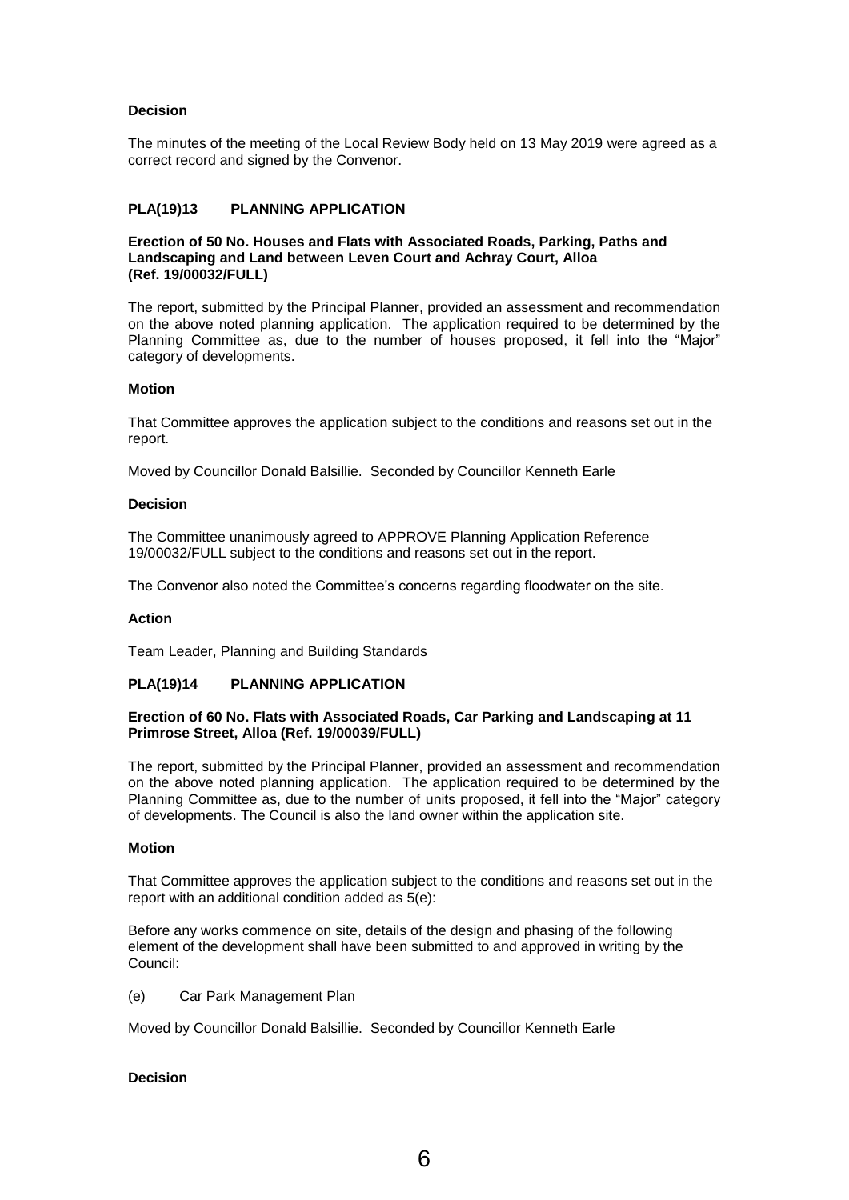**Decision**

The minutes of the meeting of the Local Review Body held on 13 May 2019 were agreed as a correct record and signed by the Convenor.

## PLA(19)13 PLANNING APPLICATION

**Erection of 50 No. Houses and Flats with Associated Roads, Parking, Paths and Landscaping and Land between Leven Court and Achray Court, Alloa (Ref. 19/00032/FULL)**

The report, submitted by the Principal Planner, provided an assessment and recommendation on the above noted planning application. The application required to be determined by the Planning Committee as, due to the number of houses proposed, it fell into the "Major" category of developments.

**Motion**

That Committee approves the application subject to the conditions and reasons set out in the report.

Moved by Councillor Donald Balsillie. Seconded by Councillor Kenneth Earle

**Decision**

The Committee unanimously agreed to APPROVE Planning Application Reference 19/00032/FULL subject to the conditions and reasons set out in the report.

The Convenor also noted the Committee's concerns regarding floodwater on the site.

**Action**

Team Leader, Planning and Building Standards

## PLA(19)14 PLANNING APPLICATION

**Erection of 60 No. Flats with Associated Roads, Car Parking and Landscaping at 11 Primrose Street, Alloa (Ref. 19/00039/FULL)**

The report, submitted by the Principal Planner, provided an assessment and recommendation on the above noted planning application. The application required to be determined by the Planning Committee as, due to the number of units proposed, it fell into the "Major" category of developments. The Council is also the land owner within the application site.

**Motion**

That Committee approves the application subject to the conditions and reasons set out in the report with an additional condition added as 5(e):

Before any works commence on site, details of the design and phasing of the following element of the development shall have been submitted to and approved in writing by the Council:

(e) Car Park Management Plan

Moved by Councillor Donald Balsillie. Seconded by Councillor Kenneth Earle

**Decision**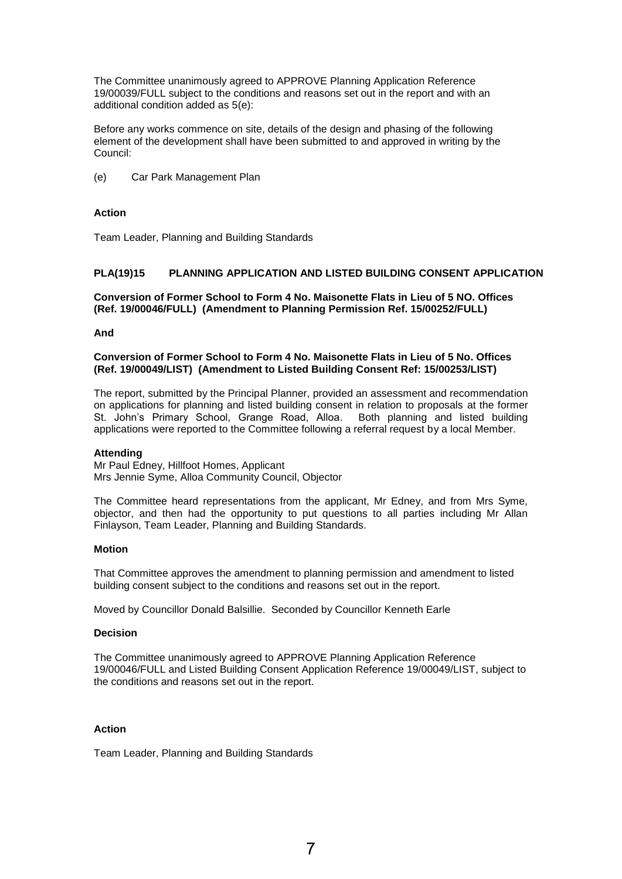The Committee unanimously agreed to APPROVE Planning Application Reference 19/00039/FULL subject to the conditions and reasons set out in the report and with an additional condition added as 5(e):

Before any works commence on site, details of the design and phasing of the following element of the development shall have been submitted to and approved in writing by the Council:

(e) Car Park Management Plan

**Action**

Team Leader, Planning and Building Standards

**PLA(19)15 PLANNING APPLICATION AND LISTED BUILDING CONSENT APPLICATION**

**Conversion of Former School to Form 4 No. Maisonette Flats in Lieu of 5 NO. Offices (Ref. 19/00046/FULL) (Amendment to Planning Permission Ref. 15/00252/FULL)**

**And**

**Conversion of Former School to Form 4 No. Maisonette Flats in Lieu of 5 No. Offices (Ref. 19/00049/LIST) (Amendment to Listed Building Consent Ref: 15/00253/LIST)**

The report, submitted by the Principal Planner, provided an assessment and recommendation on applications for planning and listed building consent in relation to proposals at the former St. John's Primary School, Grange Road, Alloa. Both planning and listed building applications were reported to the Committee following a referral request by a local Member.

**Attending**
Mr Paul Edney, Hillfoot Homes, Applicant
Mrs Jennie Syme, Alloa Community Council, Objector

The Committee heard representations from the applicant, Mr Edney, and from Mrs Syme, objector, and then had the opportunity to put questions to all parties including Mr Allan Finlayson, Team Leader, Planning and Building Standards.

**Motion**

That Committee approves the amendment to planning permission and amendment to listed building consent subject to the conditions and reasons set out in the report.

Moved by Councillor Donald Balsillie. Seconded by Councillor Kenneth Earle

**Decision**

The Committee unanimously agreed to APPROVE Planning Application Reference 19/00046/FULL and Listed Building Consent Application Reference 19/00049/LIST, subject to the conditions and reasons set out in the report.

**Action**

Team Leader, Planning and Building Standards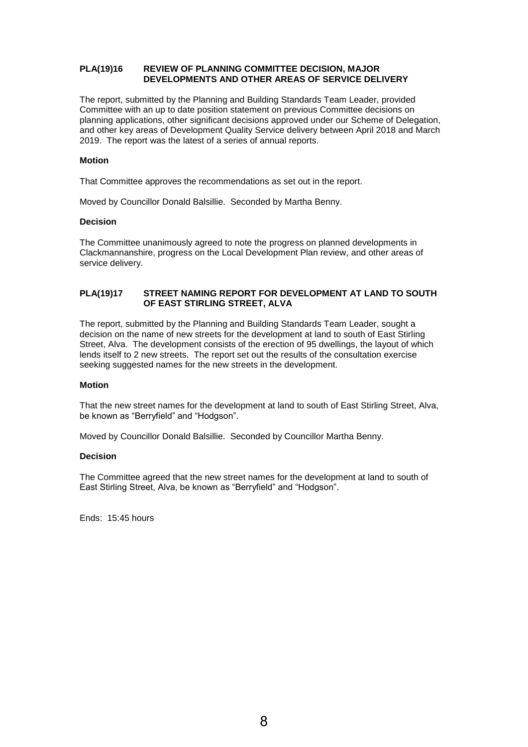**PLA(19)16 REVIEW OF PLANNING COMMITTEE DECISION, MAJOR DEVELOPMENTS AND OTHER AREAS OF SERVICE DELIVERY**

The report, submitted by the Planning and Building Standards Team Leader, provided Committee with an up to date position statement on previous Committee decisions on planning applications, other significant decisions approved under our Scheme of Delegation, and other key areas of Development Quality Service delivery between April 2018 and March 2019. The report was the latest of a series of annual reports.

**Motion**

That Committee approves the recommendations as set out in the report.

Moved by Councillor Donald Balsillie. Seconded by Martha Benny.

**Decision**

The Committee unanimously agreed to note the progress on planned developments in Clackmannanshire, progress on the Local Development Plan review, and other areas of service delivery.

**PLA(19)17 STREET NAMING REPORT FOR DEVELOPMENT AT LAND TO SOUTH OF EAST STIRLING STREET, ALVA**

The report, submitted by the Planning and Building Standards Team Leader, sought a decision on the name of new streets for the development at land to south of East Stirling Street, Alva. The development consists of the erection of 95 dwellings, the layout of which lends itself to 2 new streets. The report set out the results of the consultation exercise seeking suggested names for the new streets in the development.

**Motion**

That the new street names for the development at land to south of East Stirling Street, Alva, be known as "Berryfield" and "Hodgson".

Moved by Councillor Donald Balsillie. Seconded by Councillor Martha Benny.

**Decision**

The Committee agreed that the new street names for the development at land to south of East Stirling Street, Alva, be known as "Berryfield" and "Hodgson".

Ends: 15:45 hours